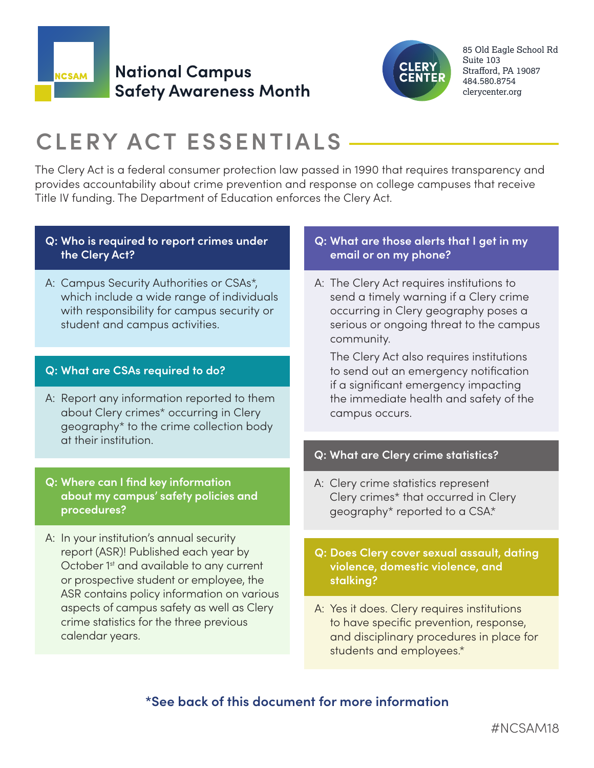# National Campus Safety Awareness Month

NCSAM

CLERY CENTER

85 Old Eagle School Rd
Suite 103
Strafford, PA 19087
484.580.8754
clerycenter.org

## CLERY ACT ESSENTIALS

The Clery Act is a federal consumer protection law passed in 1990 that requires transparency and provides accountability about crime prevention and response on college campuses that receive Title IV funding. The Department of Education enforces the Clery Act.

**Q: Who is required to report crimes under the Clery Act?**

A: Campus Security Authorities or CSAs*, which include a wide range of individuals with responsibility for campus security or student and campus activities.

**Q: What are CSAs required to do?**

A: Report any information reported to them about Clery crimes* occurring in Clery geography* to the crime collection body at their institution.

**Q: Where can I find key information about my campus' safety policies and procedures?**

A: In your institution's annual security report (ASR)! Published each year by October 1st and available to any current or prospective student or employee, the ASR contains policy information on various aspects of campus safety as well as Clery crime statistics for the three previous calendar years.

**Q: What are those alerts that I get in my email or on my phone?**

A: The Clery Act requires institutions to send a timely warning if a Clery crime occurring in Clery geography poses a serious or ongoing threat to the campus community.

The Clery Act also requires institutions to send out an emergency notification if a significant emergency impacting the immediate health and safety of the campus occurs.

**Q: What are Clery crime statistics?**

A: Clery crime statistics represent Clery crimes* that occurred in Clery geography* reported to a CSA.*

**Q: Does Clery cover sexual assault, dating violence, domestic violence, and stalking?**

A: Yes it does. Clery requires institutions to have specific prevention, response, and disciplinary procedures in place for students and employees.*

**\*See back of this document for more information**

#NCSAM18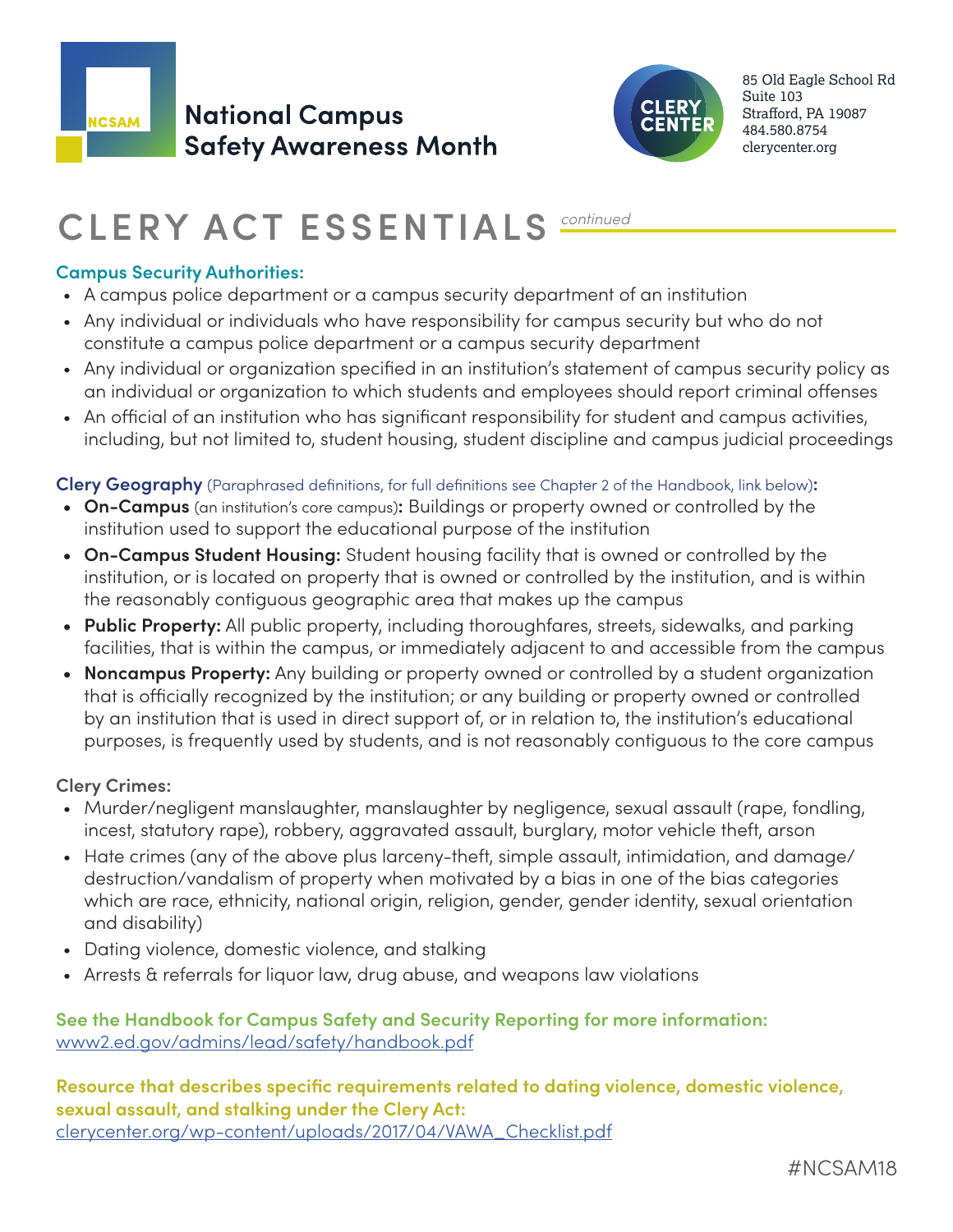National Campus Safety Awareness Month

NCSAM

CLERY CENTER

85 Old Eagle School Rd
Suite 103
Strafford, PA 19087
484.580.8754
clerycenter.org

# CLERY ACT ESSENTIALS *continued*

### Campus Security Authorities:

- A campus police department or a campus security department of an institution
- Any individual or individuals who have responsibility for campus security but who do not constitute a campus police department or a campus security department
- Any individual or organization specified in an institution's statement of campus security policy as an individual or organization to which students and employees should report criminal offenses
- An official of an institution who has significant responsibility for student and campus activities, including, but not limited to, student housing, student discipline and campus judicial proceedings

### Clery Geography (Paraphrased definitions, for full definitions see Chapter 2 of the Handbook, link below):

- **On-Campus** (an institution's core campus)**:** Buildings or property owned or controlled by the institution used to support the educational purpose of the institution
- **On-Campus Student Housing:** Student housing facility that is owned or controlled by the institution, or is located on property that is owned or controlled by the institution, and is within the reasonably contiguous geographic area that makes up the campus
- **Public Property:** All public property, including thoroughfares, streets, sidewalks, and parking facilities, that is within the campus, or immediately adjacent to and accessible from the campus
- **Noncampus Property:** Any building or property owned or controlled by a student organization that is officially recognized by the institution; or any building or property owned or controlled by an institution that is used in direct support of, or in relation to, the institution's educational purposes, is frequently used by students, and is not reasonably contiguous to the core campus

### Clery Crimes:

- Murder/negligent manslaughter, manslaughter by negligence, sexual assault (rape, fondling, incest, statutory rape), robbery, aggravated assault, burglary, motor vehicle theft, arson
- Hate crimes (any of the above plus larceny-theft, simple assault, intimidation, and damage/destruction/vandalism of property when motivated by a bias in one of the bias categories which are race, ethnicity, national origin, religion, gender, gender identity, sexual orientation and disability)
- Dating violence, domestic violence, and stalking
- Arrests & referrals for liquor law, drug abuse, and weapons law violations

**See the Handbook for Campus Safety and Security Reporting for more information:**
www2.ed.gov/admins/lead/safety/handbook.pdf

**Resource that describes specific requirements related to dating violence, domestic violence, sexual assault, and stalking under the Clery Act:**
clerycenter.org/wp-content/uploads/2017/04/VAWA_Checklist.pdf

#NCSAM18